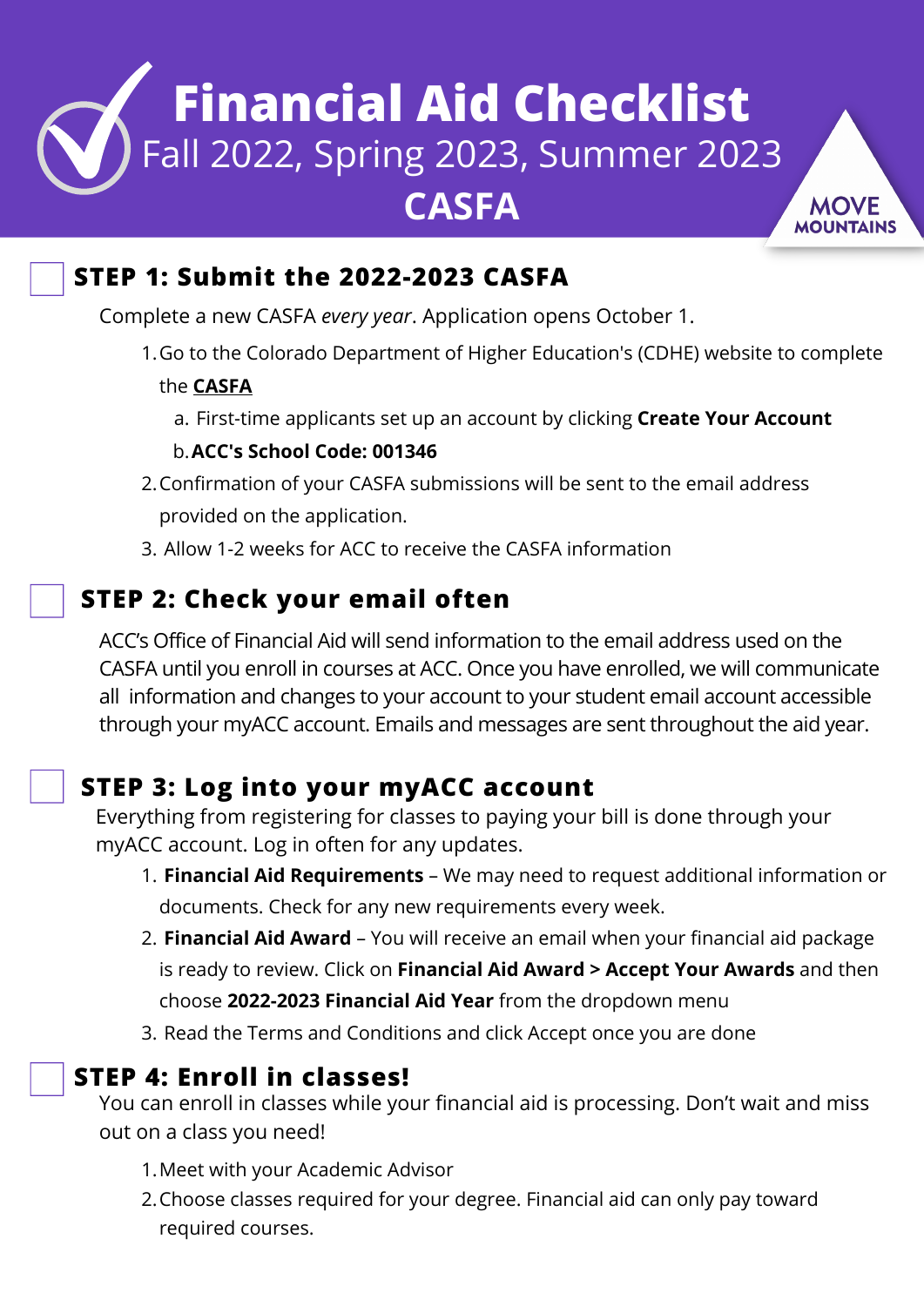# Financial Aid Checklist

## Fall 2022, Spring 2023, Summer 2023

## CASFA

MOVE MOUNTAINS

### STEP 1: Submit the 2022-2023 CASFA

Complete a new CASFA *every year*. Application opens October 1.

1. Go to the Colorado Department of Higher Education's (CDHE) website to complete the **CASFA**
   a. First-time applicants set up an account by clicking **Create Your Account**
   b. **ACC's School Code: 001346**
2. Confirmation of your CASFA submissions will be sent to the email address provided on the application.
3. Allow 1-2 weeks for ACC to receive the CASFA information

### STEP 2: Check your email often

ACC's Office of Financial Aid will send information to the email address used on the CASFA until you enroll in courses at ACC. Once you have enrolled, we will communicate all information and changes to your account to your student email account accessible through your myACC account. Emails and messages are sent throughout the aid year.

### STEP 3: Log into your myACC account

Everything from registering for classes to paying your bill is done through your myACC account. Log in often for any updates.

1. **Financial Aid Requirements** – We may need to request additional information or documents. Check for any new requirements every week.
2. **Financial Aid Award** – You will receive an email when your financial aid package is ready to review. Click on **Financial Aid Award > Accept Your Awards** and then choose **2022-2023 Financial Aid Year** from the dropdown menu
3. Read the Terms and Conditions and click Accept once you are done

### STEP 4: Enroll in classes!

You can enroll in classes while your financial aid is processing. Don't wait and miss out on a class you need!

1. Meet with your Academic Advisor
2. Choose classes required for your degree. Financial aid can only pay toward required courses.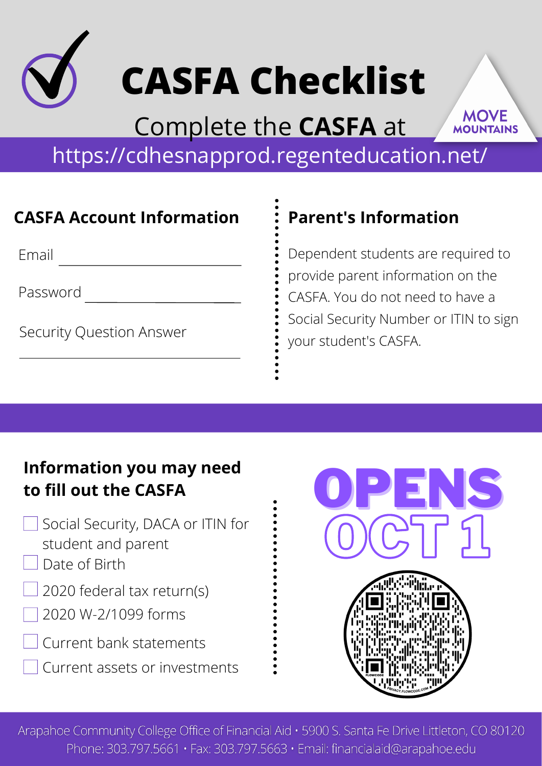# CASFA Checklist

Complete the **CASFA** at

https://cdhesnapprod.regenteducation.net/

MOVE MOUNTAINS

## CASFA Account Information

Email \_\_\_\_\_\_\_\_\_\_\_\_\_\_\_\_\_\_\_\_\_\_\_\_\_\_\_\_

Password \_\_\_\_\_\_\_\_\_\_\_\_\_\_\_\_\_\_\_\_\_\_\_\_\_\_\_\_

Security Question Answer

\_\_\_\_\_\_\_\_\_\_\_\_\_\_\_\_\_\_\_\_\_\_\_\_\_\_\_\_\_\_\_\_\_\_\_\_

## Parent's Information

Dependent students are required to provide parent information on the CASFA. You do not need to have a Social Security Number or ITIN to sign your student's CASFA.

## Information you may need to fill out the CASFA

- [ ] Social Security, DACA or ITIN for student and parent
- [ ] Date of Birth
- [ ] 2020 federal tax return(s)
- [ ] 2020 W-2/1099 forms
- [ ] Current bank statements
- [ ] Current assets or investments

**OPENS OCT 1**

Arapahoe Community College Office of Financial Aid • 5900 S. Santa Fe Drive Littleton, CO 80120
Phone: 303.797.5661 • Fax: 303.797.5663 • Email: financialaid@arapahoe.edu